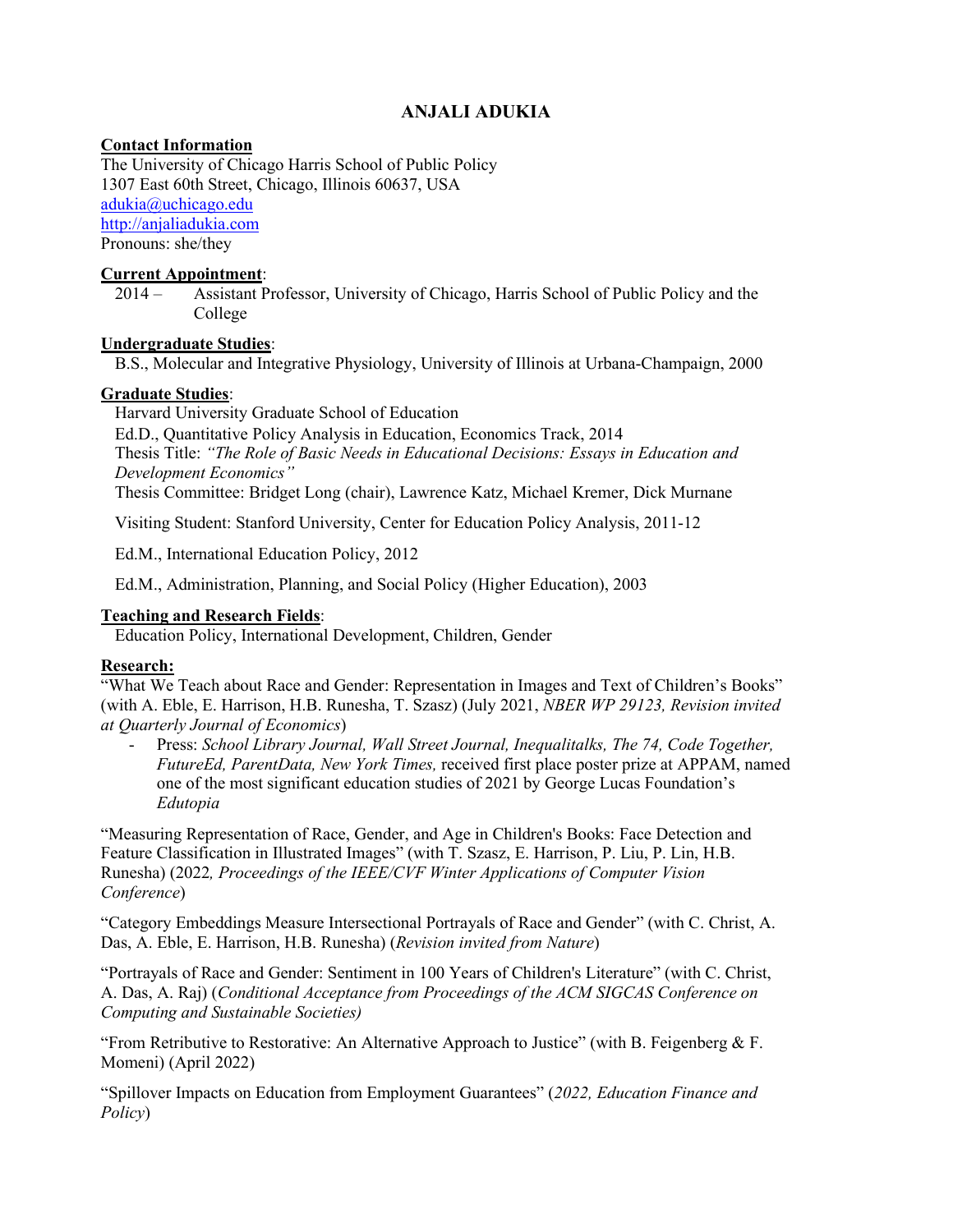# ANJALI ADUKIA

**Contact Information**

The University of Chicago Harris School of Public Policy
1307 East 60th Street, Chicago, Illinois 60637, USA
[adukia@uchicago.edu](mailto:adukia@uchicago.edu)
[http://anjaliadukia.com](http://anjaliadukia.com)
Pronouns: she/they

**Current Appointment**:

2014 – Assistant Professor, University of Chicago, Harris School of Public Policy and the College

**Undergraduate Studies**:

B.S., Molecular and Integrative Physiology, University of Illinois at Urbana-Champaign, 2000

**Graduate Studies**:

Harvard University Graduate School of Education
Ed.D., Quantitative Policy Analysis in Education, Economics Track, 2014
Thesis Title: *"The Role of Basic Needs in Educational Decisions: Essays in Education and Development Economics"*
Thesis Committee: Bridget Long (chair), Lawrence Katz, Michael Kremer, Dick Murnane

Visiting Student: Stanford University, Center for Education Policy Analysis, 2011-12

Ed.M., International Education Policy, 2012

Ed.M., Administration, Planning, and Social Policy (Higher Education), 2003

**Teaching and Research Fields**:

Education Policy, International Development, Children, Gender

**Research:**

"What We Teach about Race and Gender: Representation in Images and Text of Children's Books" (with A. Eble, E. Harrison, H.B. Runesha, T. Szasz) (July 2021, *NBER WP 29123, Revision invited at Quarterly Journal of Economics*)

- Press: *School Library Journal, Wall Street Journal, Inequalitalks, The 74, Code Together, FutureEd, ParentData, New York Times,* received first place poster prize at APPAM, named one of the most significant education studies of 2021 by George Lucas Foundation's *Edutopia*

"Measuring Representation of Race, Gender, and Age in Children's Books: Face Detection and Feature Classification in Illustrated Images" (with T. Szasz, E. Harrison, P. Liu, P. Lin, H.B. Runesha) (2022*, Proceedings of the IEEE/CVF Winter Applications of Computer Vision Conference*)

"Category Embeddings Measure Intersectional Portrayals of Race and Gender" (with C. Christ, A. Das, A. Eble, E. Harrison, H.B. Runesha) (*Revision invited from Nature*)

"Portrayals of Race and Gender: Sentiment in 100 Years of Children's Literature" (with C. Christ, A. Das, A. Raj) (*Conditional Acceptance from Proceedings of the ACM SIGCAS Conference on Computing and Sustainable Societies)*

"From Retributive to Restorative: An Alternative Approach to Justice" (with B. Feigenberg & F. Momeni) (April 2022)

"Spillover Impacts on Education from Employment Guarantees" (*2022, Education Finance and Policy*)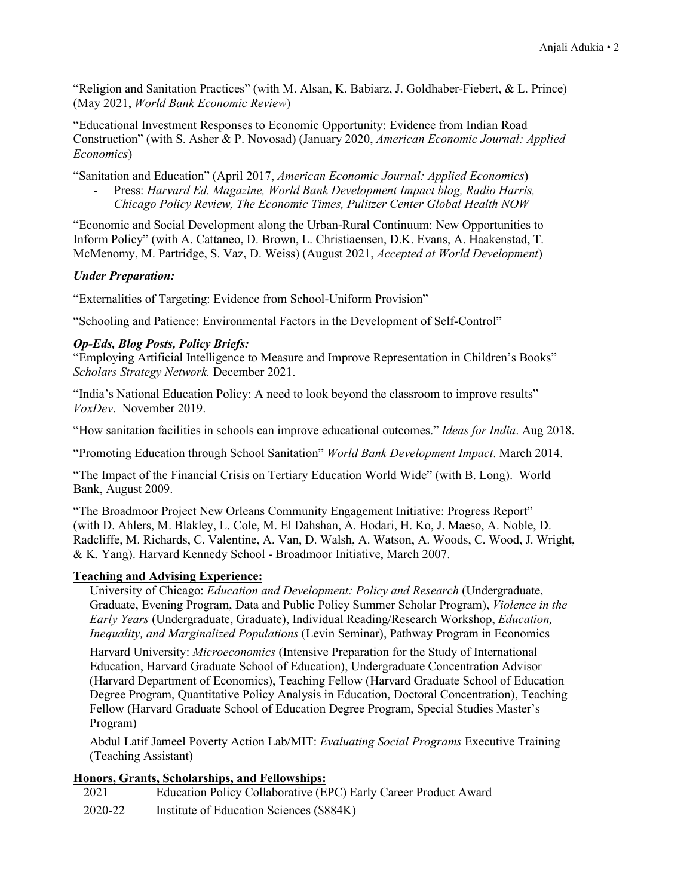"Religion and Sanitation Practices" (with M. Alsan, K. Babiarz, J. Goldhaber-Fiebert, & L. Prince) (May 2021, *World Bank Economic Review*)

"Educational Investment Responses to Economic Opportunity: Evidence from Indian Road Construction" (with S. Asher & P. Novosad) (January 2020, *American Economic Journal: Applied Economics*)

"Sanitation and Education" (April 2017, *American Economic Journal: Applied Economics*)

- Press: *Harvard Ed. Magazine, World Bank Development Impact blog, Radio Harris, Chicago Policy Review, The Economic Times, Pulitzer Center Global Health NOW*

"Economic and Social Development along the Urban-Rural Continuum: New Opportunities to Inform Policy" (with A. Cattaneo, D. Brown, L. Christiaensen, D.K. Evans, A. Haakenstad, T. McMenomy, M. Partridge, S. Vaz, D. Weiss) (August 2021, *Accepted at World Development*)

***Under Preparation:***

"Externalities of Targeting: Evidence from School-Uniform Provision"

"Schooling and Patience: Environmental Factors in the Development of Self-Control"

***Op-Eds, Blog Posts, Policy Briefs:***

"Employing Artificial Intelligence to Measure and Improve Representation in Children's Books" *Scholars Strategy Network.* December 2021.

"India's National Education Policy: A need to look beyond the classroom to improve results" *VoxDev*. November 2019.

"How sanitation facilities in schools can improve educational outcomes." *Ideas for India*. Aug 2018.

"Promoting Education through School Sanitation" *World Bank Development Impact*. March 2014.

"The Impact of the Financial Crisis on Tertiary Education World Wide" (with B. Long). World Bank, August 2009.

"The Broadmoor Project New Orleans Community Engagement Initiative: Progress Report" (with D. Ahlers, M. Blakley, L. Cole, M. El Dahshan, A. Hodari, H. Ko, J. Maeso, A. Noble, D. Radcliffe, M. Richards, C. Valentine, A. Van, D. Walsh, A. Watson, A. Woods, C. Wood, J. Wright, & K. Yang). Harvard Kennedy School - Broadmoor Initiative, March 2007.

## Teaching and Advising Experience:

University of Chicago: *Education and Development: Policy and Research* (Undergraduate, Graduate, Evening Program, Data and Public Policy Summer Scholar Program), *Violence in the Early Years* (Undergraduate, Graduate), Individual Reading/Research Workshop, *Education, Inequality, and Marginalized Populations* (Levin Seminar), Pathway Program in Economics

Harvard University: *Microeconomics* (Intensive Preparation for the Study of International Education, Harvard Graduate School of Education), Undergraduate Concentration Advisor (Harvard Department of Economics), Teaching Fellow (Harvard Graduate School of Education Degree Program, Quantitative Policy Analysis in Education, Doctoral Concentration), Teaching Fellow (Harvard Graduate School of Education Degree Program, Special Studies Master's Program)

Abdul Latif Jameel Poverty Action Lab/MIT: *Evaluating Social Programs* Executive Training (Teaching Assistant)

## Honors, Grants, Scholarships, and Fellowships:

2021 Education Policy Collaborative (EPC) Early Career Product Award

2020-22 Institute of Education Sciences ($884K)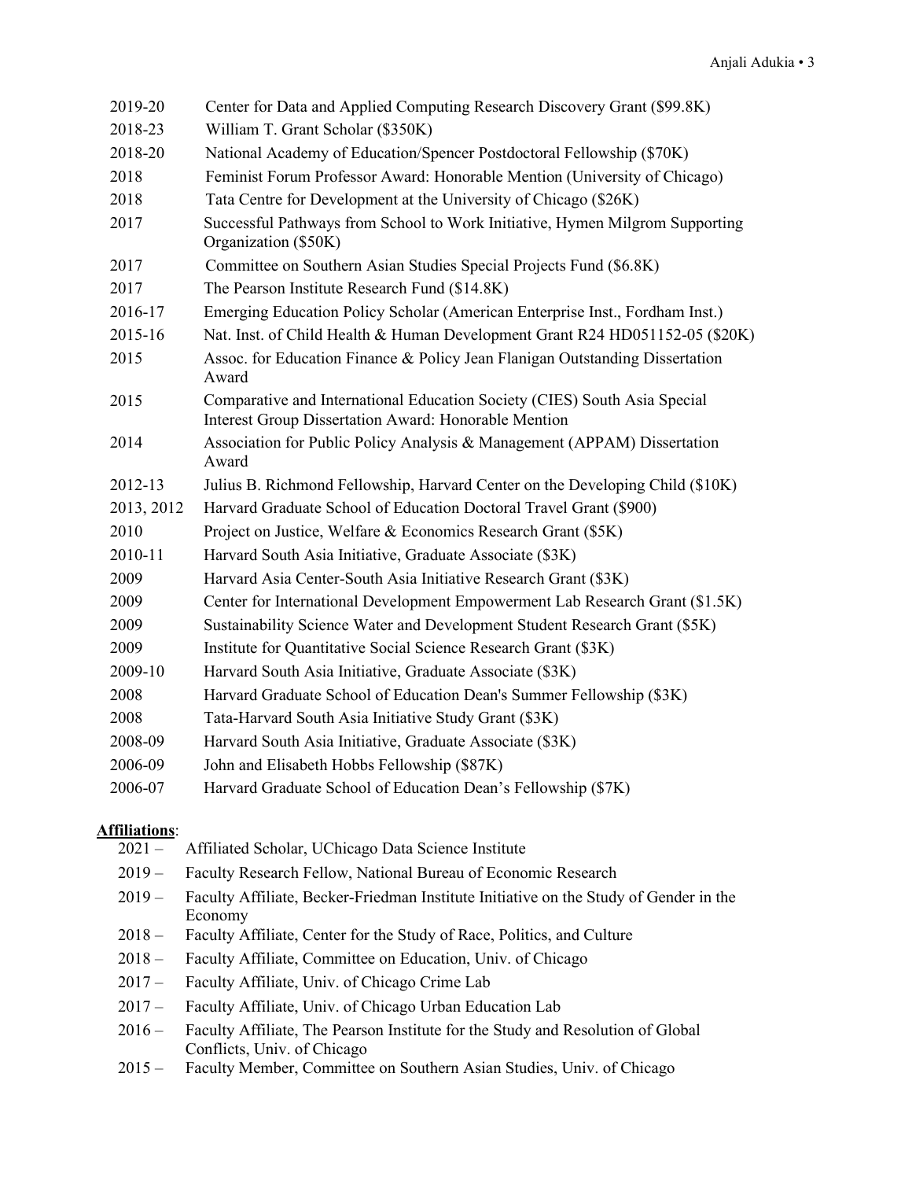2019-20 Center for Data and Applied Computing Research Discovery Grant ($99.8K)
2018-23 William T. Grant Scholar ($350K)
2018-20 National Academy of Education/Spencer Postdoctoral Fellowship ($70K)
2018 Feminist Forum Professor Award: Honorable Mention (University of Chicago)
2018 Tata Centre for Development at the University of Chicago ($26K)
2017 Successful Pathways from School to Work Initiative, Hymen Milgrom Supporting Organization ($50K)
2017 Committee on Southern Asian Studies Special Projects Fund ($6.8K)
2017 The Pearson Institute Research Fund ($14.8K)
2016-17 Emerging Education Policy Scholar (American Enterprise Inst., Fordham Inst.)
2015-16 Nat. Inst. of Child Health & Human Development Grant R24 HD051152-05 ($20K)
2015 Assoc. for Education Finance & Policy Jean Flanigan Outstanding Dissertation Award
2015 Comparative and International Education Society (CIES) South Asia Special Interest Group Dissertation Award: Honorable Mention
2014 Association for Public Policy Analysis & Management (APPAM) Dissertation Award
2012-13 Julius B. Richmond Fellowship, Harvard Center on the Developing Child ($10K)
2013, 2012 Harvard Graduate School of Education Doctoral Travel Grant ($900)
2010 Project on Justice, Welfare & Economics Research Grant ($5K)
2010-11 Harvard South Asia Initiative, Graduate Associate ($3K)
2009 Harvard Asia Center-South Asia Initiative Research Grant ($3K)
2009 Center for International Development Empowerment Lab Research Grant ($1.5K)
2009 Sustainability Science Water and Development Student Research Grant ($5K)
2009 Institute for Quantitative Social Science Research Grant ($3K)
2009-10 Harvard South Asia Initiative, Graduate Associate ($3K)
2008 Harvard Graduate School of Education Dean's Summer Fellowship ($3K)
2008 Tata-Harvard South Asia Initiative Study Grant ($3K)
2008-09 Harvard South Asia Initiative, Graduate Associate ($3K)
2006-09 John and Elisabeth Hobbs Fellowship ($87K)
2006-07 Harvard Graduate School of Education Dean's Fellowship ($7K)

**Affiliations**:

2021 – Affiliated Scholar, UChicago Data Science Institute
2019 – Faculty Research Fellow, National Bureau of Economic Research
2019 – Faculty Affiliate, Becker-Friedman Institute Initiative on the Study of Gender in the Economy
2018 – Faculty Affiliate, Center for the Study of Race, Politics, and Culture
2018 – Faculty Affiliate, Committee on Education, Univ. of Chicago
2017 – Faculty Affiliate, Univ. of Chicago Crime Lab
2017 – Faculty Affiliate, Univ. of Chicago Urban Education Lab
2016 – Faculty Affiliate, The Pearson Institute for the Study and Resolution of Global Conflicts, Univ. of Chicago
2015 – Faculty Member, Committee on Southern Asian Studies, Univ. of Chicago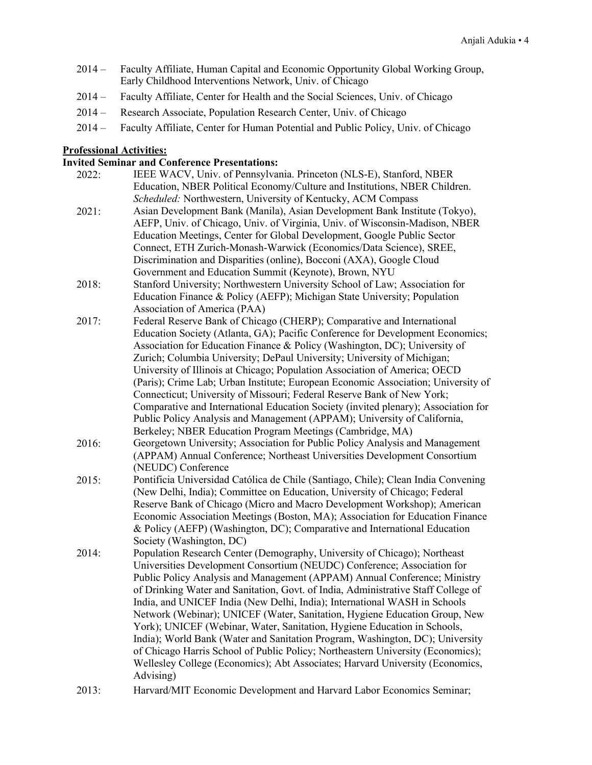2014 – Faculty Affiliate, Human Capital and Economic Opportunity Global Working Group, Early Childhood Interventions Network, Univ. of Chicago

2014 – Faculty Affiliate, Center for Health and the Social Sciences, Univ. of Chicago

2014 – Research Associate, Population Research Center, Univ. of Chicago

2014 – Faculty Affiliate, Center for Human Potential and Public Policy, Univ. of Chicago

**Professional Activities:**

**Invited Seminar and Conference Presentations:**

2022: IEEE WACV, Univ. of Pennsylvania. Princeton (NLS-E), Stanford, NBER Education, NBER Political Economy/Culture and Institutions, NBER Children. *Scheduled:* Northwestern, University of Kentucky, ACM Compass

2021: Asian Development Bank (Manila), Asian Development Bank Institute (Tokyo), AEFP, Univ. of Chicago, Univ. of Virginia, Univ. of Wisconsin-Madison, NBER Education Meetings, Center for Global Development, Google Public Sector Connect, ETH Zurich-Monash-Warwick (Economics/Data Science), SREE, Discrimination and Disparities (online), Bocconi (AXA), Google Cloud Government and Education Summit (Keynote), Brown, NYU

2018: Stanford University; Northwestern University School of Law; Association for Education Finance & Policy (AEFP); Michigan State University; Population Association of America (PAA)

2017: Federal Reserve Bank of Chicago (CHERP); Comparative and International Education Society (Atlanta, GA); Pacific Conference for Development Economics; Association for Education Finance & Policy (Washington, DC); University of Zurich; Columbia University; DePaul University; University of Michigan; University of Illinois at Chicago; Population Association of America; OECD (Paris); Crime Lab; Urban Institute; European Economic Association; University of Connecticut; University of Missouri; Federal Reserve Bank of New York; Comparative and International Education Society (invited plenary); Association for Public Policy Analysis and Management (APPAM); University of California, Berkeley; NBER Education Program Meetings (Cambridge, MA)

2016: Georgetown University; Association for Public Policy Analysis and Management (APPAM) Annual Conference; Northeast Universities Development Consortium (NEUDC) Conference

2015: Pontificia Universidad Católica de Chile (Santiago, Chile); Clean India Convening (New Delhi, India); Committee on Education, University of Chicago; Federal Reserve Bank of Chicago (Micro and Macro Development Workshop); American Economic Association Meetings (Boston, MA); Association for Education Finance & Policy (AEFP) (Washington, DC); Comparative and International Education Society (Washington, DC)

2014: Population Research Center (Demography, University of Chicago); Northeast Universities Development Consortium (NEUDC) Conference; Association for Public Policy Analysis and Management (APPAM) Annual Conference; Ministry of Drinking Water and Sanitation, Govt. of India, Administrative Staff College of India, and UNICEF India (New Delhi, India); International WASH in Schools Network (Webinar); UNICEF (Water, Sanitation, Hygiene Education Group, New York); UNICEF (Webinar, Water, Sanitation, Hygiene Education in Schools, India); World Bank (Water and Sanitation Program, Washington, DC); University of Chicago Harris School of Public Policy; Northeastern University (Economics); Wellesley College (Economics); Abt Associates; Harvard University (Economics, Advising)

2013: Harvard/MIT Economic Development and Harvard Labor Economics Seminar;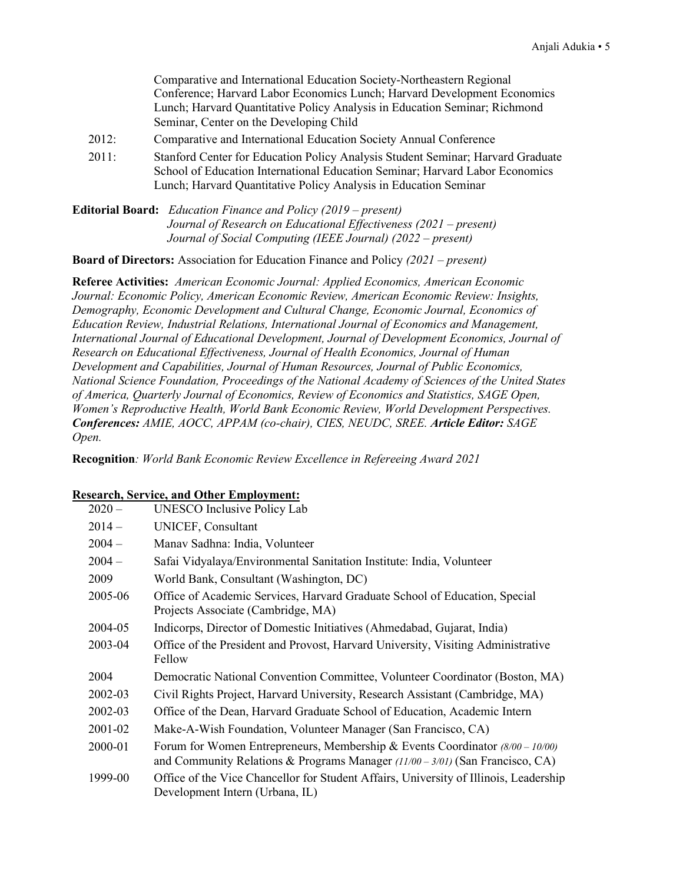Comparative and International Education Society-Northeastern Regional Conference; Harvard Labor Economics Lunch; Harvard Development Economics Lunch; Harvard Quantitative Policy Analysis in Education Seminar; Richmond Seminar, Center on the Developing Child

2012: Comparative and International Education Society Annual Conference

2011: Stanford Center for Education Policy Analysis Student Seminar; Harvard Graduate School of Education International Education Seminar; Harvard Labor Economics Lunch; Harvard Quantitative Policy Analysis in Education Seminar

**Editorial Board:** *Education Finance and Policy (2019 – present)*
*Journal of Research on Educational Effectiveness (2021 – present)*
*Journal of Social Computing (IEEE Journal) (2022 – present)*

**Board of Directors:** Association for Education Finance and Policy *(2021 – present)*

**Referee Activities:** *American Economic Journal: Applied Economics, American Economic Journal: Economic Policy, American Economic Review, American Economic Review: Insights, Demography, Economic Development and Cultural Change, Economic Journal, Economics of Education Review, Industrial Relations, International Journal of Economics and Management, International Journal of Educational Development, Journal of Development Economics, Journal of Research on Educational Effectiveness, Journal of Health Economics, Journal of Human Development and Capabilities, Journal of Human Resources, Journal of Public Economics, National Science Foundation, Proceedings of the National Academy of Sciences of the United States of America, Quarterly Journal of Economics, Review of Economics and Statistics, SAGE Open, Women's Reproductive Health, World Bank Economic Review, World Development Perspectives.* ***Conferences:*** *AMIE, AOCC, APPAM (co-chair), CIES, NEUDC, SREE.* ***Article Editor:*** *SAGE Open.*

**Recognition***: World Bank Economic Review Excellence in Refereeing Award 2021*

## Research, Service, and Other Employment:

| | |
|---|---|
| 2020 – | UNESCO Inclusive Policy Lab |
| 2014 – | UNICEF, Consultant |
| 2004 – | Manav Sadhna: India, Volunteer |
| 2004 – | Safai Vidyalaya/Environmental Sanitation Institute: India, Volunteer |
| 2009 | World Bank, Consultant (Washington, DC) |
| 2005-06 | Office of Academic Services, Harvard Graduate School of Education, Special Projects Associate (Cambridge, MA) |
| 2004-05 | Indicorps, Director of Domestic Initiatives (Ahmedabad, Gujarat, India) |
| 2003-04 | Office of the President and Provost, Harvard University, Visiting Administrative Fellow |
| 2004 | Democratic National Convention Committee, Volunteer Coordinator (Boston, MA) |
| 2002-03 | Civil Rights Project, Harvard University, Research Assistant (Cambridge, MA) |
| 2002-03 | Office of the Dean, Harvard Graduate School of Education, Academic Intern |
| 2001-02 | Make-A-Wish Foundation, Volunteer Manager (San Francisco, CA) |
| 2000-01 | Forum for Women Entrepreneurs, Membership & Events Coordinator *(8/00 – 10/00)* and Community Relations & Programs Manager *(11/00 – 3/01)* (San Francisco, CA) |
| 1999-00 | Office of the Vice Chancellor for Student Affairs, University of Illinois, Leadership Development Intern (Urbana, IL) |